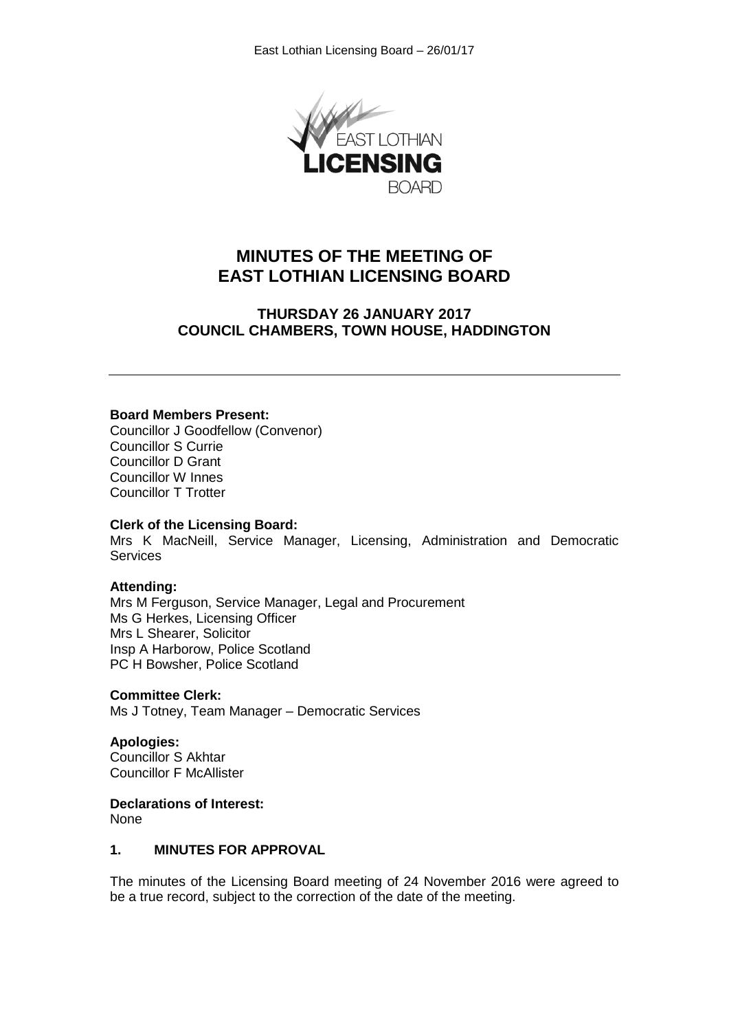# MINUTES OF THE MEETING OF EAST LOTHIAN LICENSING BOARD

## THURSDAY 26 JANUARY 2017
## COUNCIL CHAMBERS, TOWN HOUSE, HADDINGTON

---

**Board Members Present:**
Councillor J Goodfellow (Convenor)
Councillor S Currie
Councillor D Grant
Councillor W Innes
Councillor T Trotter

**Clerk of the Licensing Board:**
Mrs K MacNeill, Service Manager, Licensing, Administration and Democratic Services

**Attending:**
Mrs M Ferguson, Service Manager, Legal and Procurement
Ms G Herkes, Licensing Officer
Mrs L Shearer, Solicitor
Insp A Harborow, Police Scotland
PC H Bowsher, Police Scotland

**Committee Clerk:**
Ms J Totney, Team Manager – Democratic Services

**Apologies:**
Councillor S Akhtar
Councillor F McAllister

**Declarations of Interest:**
None

### 1. MINUTES FOR APPROVAL

The minutes of the Licensing Board meeting of 24 November 2016 were agreed to be a true record, subject to the correction of the date of the meeting.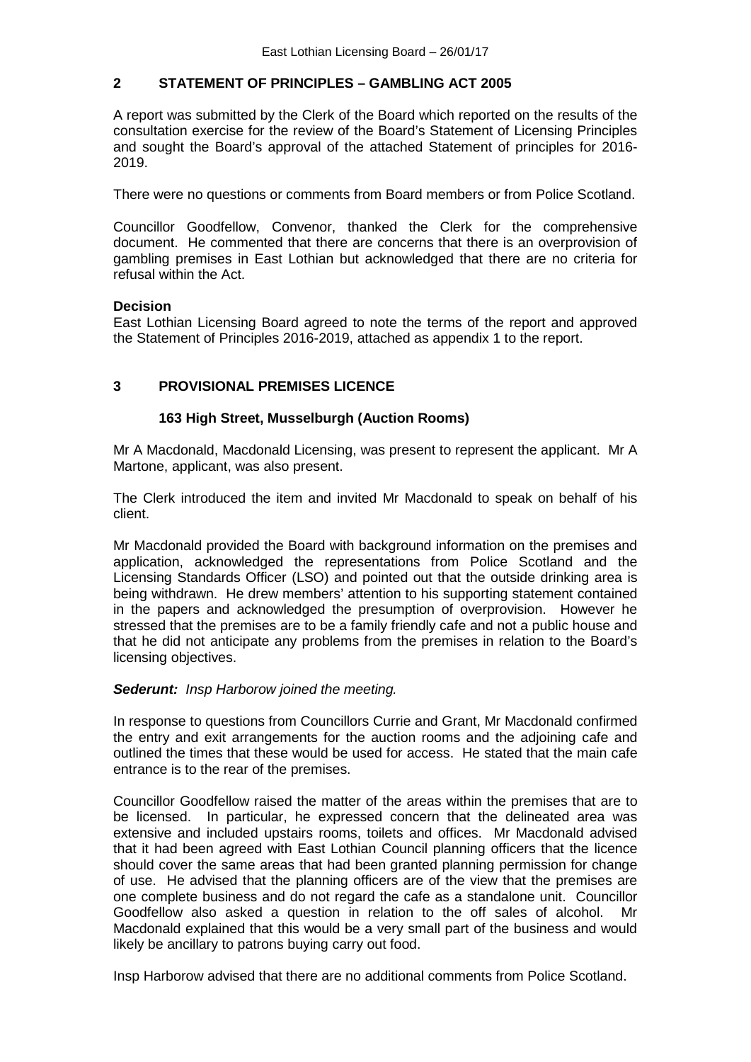## 2 STATEMENT OF PRINCIPLES – GAMBLING ACT 2005

A report was submitted by the Clerk of the Board which reported on the results of the consultation exercise for the review of the Board's Statement of Licensing Principles and sought the Board's approval of the attached Statement of principles for 2016-2019.

There were no questions or comments from Board members or from Police Scotland.

Councillor Goodfellow, Convenor, thanked the Clerk for the comprehensive document. He commented that there are concerns that there is an overprovision of gambling premises in East Lothian but acknowledged that there are no criteria for refusal within the Act.

**Decision**

East Lothian Licensing Board agreed to note the terms of the report and approved the Statement of Principles 2016-2019, attached as appendix 1 to the report.

## 3 PROVISIONAL PREMISES LICENCE

### 163 High Street, Musselburgh (Auction Rooms)

Mr A Macdonald, Macdonald Licensing, was present to represent the applicant. Mr A Martone, applicant, was also present.

The Clerk introduced the item and invited Mr Macdonald to speak on behalf of his client.

Mr Macdonald provided the Board with background information on the premises and application, acknowledged the representations from Police Scotland and the Licensing Standards Officer (LSO) and pointed out that the outside drinking area is being withdrawn. He drew members' attention to his supporting statement contained in the papers and acknowledged the presumption of overprovision. However he stressed that the premises are to be a family friendly cafe and not a public house and that he did not anticipate any problems from the premises in relation to the Board's licensing objectives.

***Sederunt:*** *Insp Harborow joined the meeting.*

In response to questions from Councillors Currie and Grant, Mr Macdonald confirmed the entry and exit arrangements for the auction rooms and the adjoining cafe and outlined the times that these would be used for access. He stated that the main cafe entrance is to the rear of the premises.

Councillor Goodfellow raised the matter of the areas within the premises that are to be licensed. In particular, he expressed concern that the delineated area was extensive and included upstairs rooms, toilets and offices. Mr Macdonald advised that it had been agreed with East Lothian Council planning officers that the licence should cover the same areas that had been granted planning permission for change of use. He advised that the planning officers are of the view that the premises are one complete business and do not regard the cafe as a standalone unit. Councillor Goodfellow also asked a question in relation to the off sales of alcohol. Mr Macdonald explained that this would be a very small part of the business and would likely be ancillary to patrons buying carry out food.

Insp Harborow advised that there are no additional comments from Police Scotland.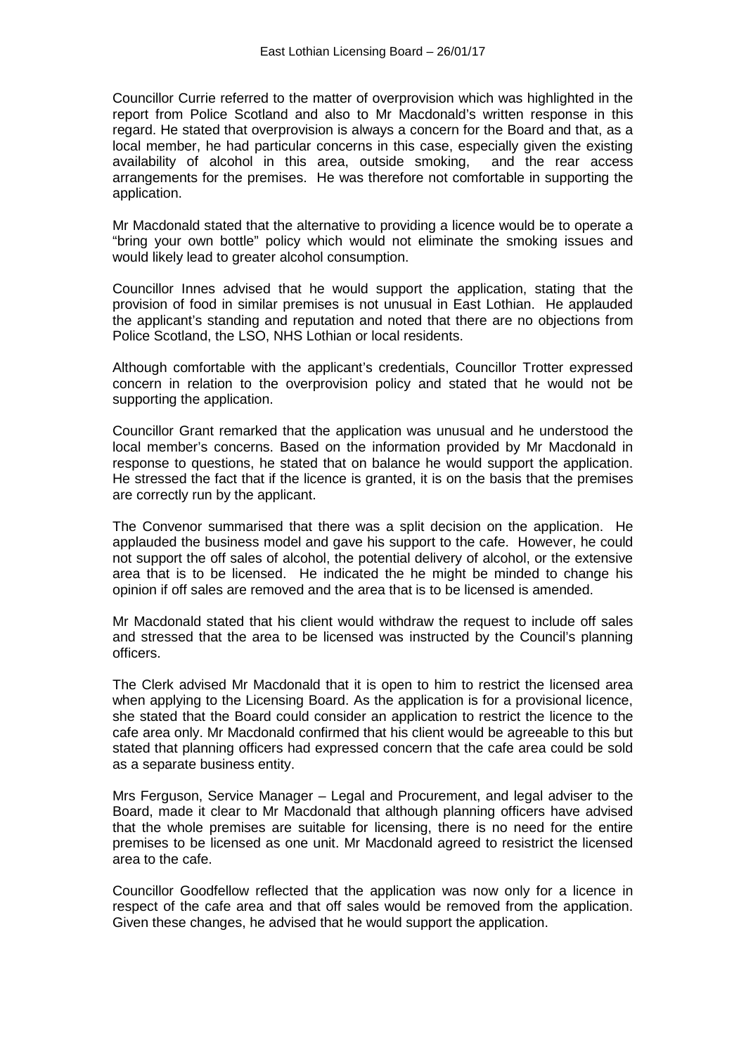Councillor Currie referred to the matter of overprovision which was highlighted in the report from Police Scotland and also to Mr Macdonald's written response in this regard. He stated that overprovision is always a concern for the Board and that, as a local member, he had particular concerns in this case, especially given the existing availability of alcohol in this area, outside smoking, and the rear access arrangements for the premises. He was therefore not comfortable in supporting the application.

Mr Macdonald stated that the alternative to providing a licence would be to operate a "bring your own bottle" policy which would not eliminate the smoking issues and would likely lead to greater alcohol consumption.

Councillor Innes advised that he would support the application, stating that the provision of food in similar premises is not unusual in East Lothian. He applauded the applicant's standing and reputation and noted that there are no objections from Police Scotland, the LSO, NHS Lothian or local residents.

Although comfortable with the applicant's credentials, Councillor Trotter expressed concern in relation to the overprovision policy and stated that he would not be supporting the application.

Councillor Grant remarked that the application was unusual and he understood the local member's concerns. Based on the information provided by Mr Macdonald in response to questions, he stated that on balance he would support the application. He stressed the fact that if the licence is granted, it is on the basis that the premises are correctly run by the applicant.

The Convenor summarised that there was a split decision on the application. He applauded the business model and gave his support to the cafe. However, he could not support the off sales of alcohol, the potential delivery of alcohol, or the extensive area that is to be licensed. He indicated the he might be minded to change his opinion if off sales are removed and the area that is to be licensed is amended.

Mr Macdonald stated that his client would withdraw the request to include off sales and stressed that the area to be licensed was instructed by the Council's planning officers.

The Clerk advised Mr Macdonald that it is open to him to restrict the licensed area when applying to the Licensing Board. As the application is for a provisional licence, she stated that the Board could consider an application to restrict the licence to the cafe area only. Mr Macdonald confirmed that his client would be agreeable to this but stated that planning officers had expressed concern that the cafe area could be sold as a separate business entity.

Mrs Ferguson, Service Manager – Legal and Procurement, and legal adviser to the Board, made it clear to Mr Macdonald that although planning officers have advised that the whole premises are suitable for licensing, there is no need for the entire premises to be licensed as one unit. Mr Macdonald agreed to resistrict the licensed area to the cafe.

Councillor Goodfellow reflected that the application was now only for a licence in respect of the cafe area and that off sales would be removed from the application. Given these changes, he advised that he would support the application.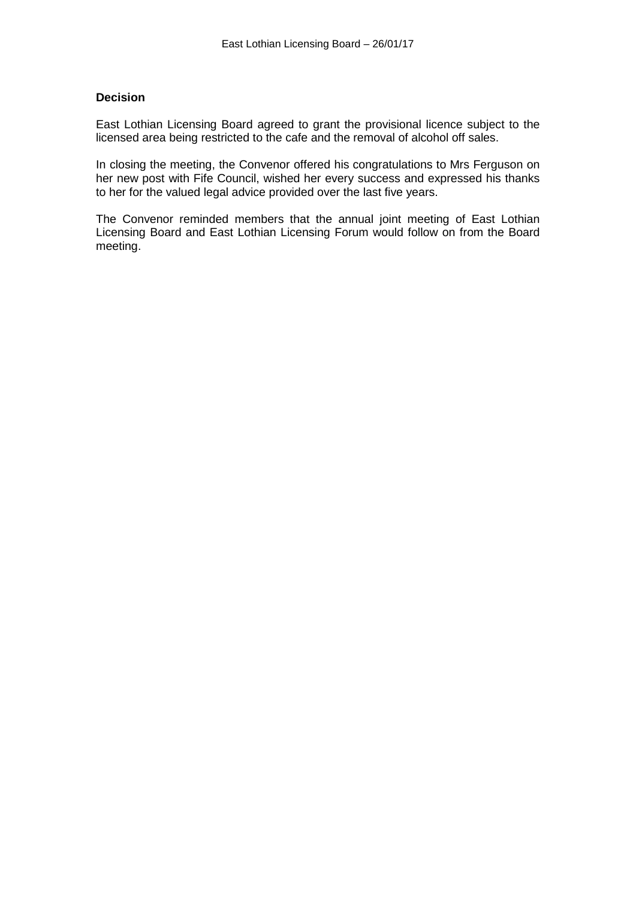**Decision**

East Lothian Licensing Board agreed to grant the provisional licence subject to the licensed area being restricted to the cafe and the removal of alcohol off sales.

In closing the meeting, the Convenor offered his congratulations to Mrs Ferguson on her new post with Fife Council, wished her every success and expressed his thanks to her for the valued legal advice provided over the last five years.

The Convenor reminded members that the annual joint meeting of East Lothian Licensing Board and East Lothian Licensing Forum would follow on from the Board meeting.